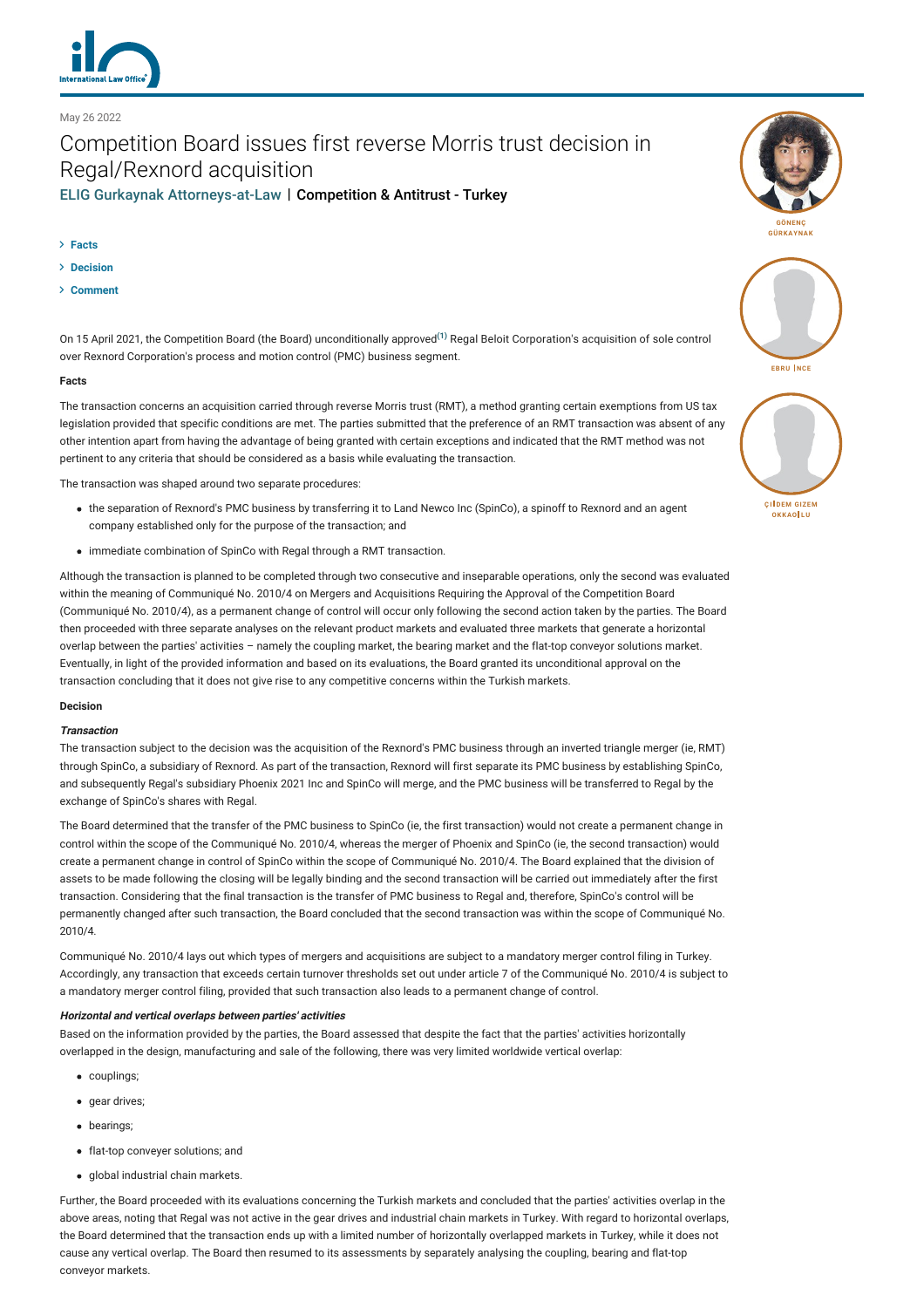May 26 2022

# Competition Board issues first reverse Morris trust decision in Regal/Rexnord acquisition

ELIG Gurkaynak Attorneys-at-Law | **Competition & Antitrust - Turkey**

GÖNENÇ GÜRKAYNAK

EBRU İNCE

ÇİĞDEM GIZEM OKKAOĞLU

- Facts
- Decision
- Comment

On 15 April 2021, the Competition Board (the Board) unconditionally approved[(1)] Regal Beloit Corporation's acquisition of sole control over Rexnord Corporation's process and motion control (PMC) business segment.

**Facts**

The transaction concerns an acquisition carried through reverse Morris trust (RMT), a method granting certain exemptions from US tax legislation provided that specific conditions are met. The parties submitted that the preference of an RMT transaction was absent of any other intention apart from having the advantage of being granted with certain exceptions and indicated that the RMT method was not pertinent to any criteria that should be considered as a basis while evaluating the transaction.

The transaction was shaped around two separate procedures:

- the separation of Rexnord's PMC business by transferring it to Land Newco Inc (SpinCo), a spinoff to Rexnord and an agent company established only for the purpose of the transaction; and
- immediate combination of SpinCo with Regal through a RMT transaction.

Although the transaction is planned to be completed through two consecutive and inseparable operations, only the second was evaluated within the meaning of Communiqué No. 2010/4 on Mergers and Acquisitions Requiring the Approval of the Competition Board (Communiqué No. 2010/4), as a permanent change of control will occur only following the second action taken by the parties. The Board then proceeded with three separate analyses on the relevant product markets and evaluated three markets that generate a horizontal overlap between the parties' activities – namely the coupling market, the bearing market and the flat-top conveyor solutions market. Eventually, in light of the provided information and based on its evaluations, the Board granted its unconditional approval on the transaction concluding that it does not give rise to any competitive concerns within the Turkish markets.

**Decision**

***Transaction***

The transaction subject to the decision was the acquisition of the Rexnord's PMC business through an inverted triangle merger (ie, RMT) through SpinCo, a subsidiary of Rexnord. As part of the transaction, Rexnord will first separate its PMC business by establishing SpinCo, and subsequently Regal's subsidiary Phoenix 2021 Inc and SpinCo will merge, and the PMC business will be transferred to Regal by the exchange of SpinCo's shares with Regal.

The Board determined that the transfer of the PMC business to SpinCo (ie, the first transaction) would not create a permanent change in control within the scope of the Communiqué No. 2010/4, whereas the merger of Phoenix and SpinCo (ie, the second transaction) would create a permanent change in control of SpinCo within the scope of Communiqué No. 2010/4. The Board explained that the division of assets to be made following the closing will be legally binding and the second transaction will be carried out immediately after the first transaction. Considering that the final transaction is the transfer of PMC business to Regal and, therefore, SpinCo's control will be permanently changed after such transaction, the Board concluded that the second transaction was within the scope of Communiqué No. 2010/4.

Communiqué No. 2010/4 lays out which types of mergers and acquisitions are subject to a mandatory merger control filing in Turkey. Accordingly, any transaction that exceeds certain turnover thresholds set out under article 7 of the Communiqué No. 2010/4 is subject to a mandatory merger control filing, provided that such transaction also leads to a permanent change of control.

***Horizontal and vertical overlaps between parties' activities***

Based on the information provided by the parties, the Board assessed that despite the fact that the parties' activities horizontally overlapped in the design, manufacturing and sale of the following, there was very limited worldwide vertical overlap:

- couplings;
- gear drives;
- bearings;
- flat-top conveyer solutions; and
- global industrial chain markets.

Further, the Board proceeded with its evaluations concerning the Turkish markets and concluded that the parties' activities overlap in the above areas, noting that Regal was not active in the gear drives and industrial chain markets in Turkey. With regard to horizontal overlaps, the Board determined that the transaction ends up with a limited number of horizontally overlapped markets in Turkey, while it does not cause any vertical overlap. The Board then resumed to its assessments by separately analysing the coupling, bearing and flat-top conveyor markets.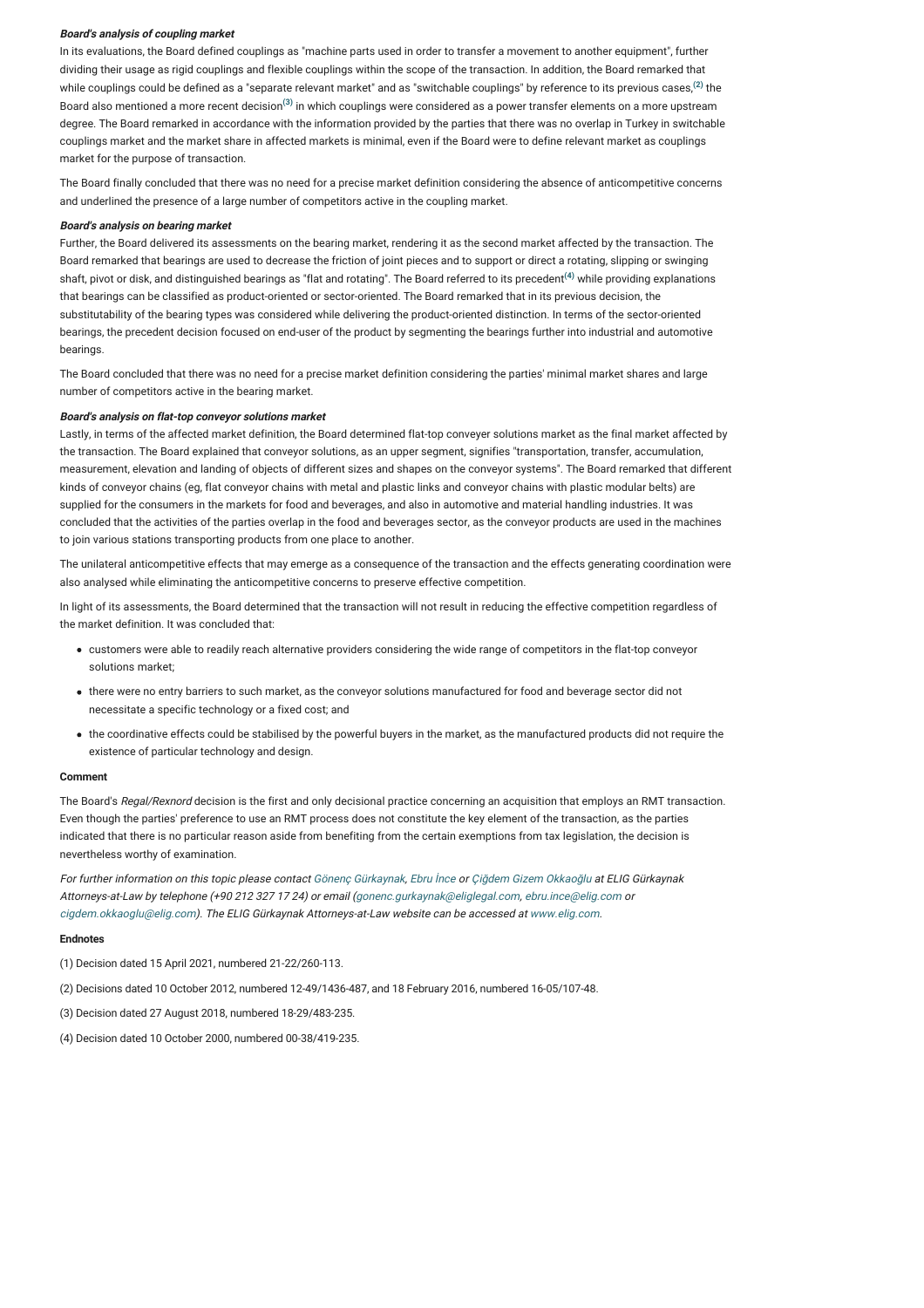***Board's analysis of coupling market***

In its evaluations, the Board defined couplings as "machine parts used in order to transfer a movement to another equipment", further dividing their usage as rigid couplings and flexible couplings within the scope of the transaction. In addition, the Board remarked that while couplings could be defined as a "separate relevant market" and as "switchable couplings" by reference to its previous cases,[(2)] the Board also mentioned a more recent decision[(3)] in which couplings were considered as a power transfer elements on a more upstream degree. The Board remarked in accordance with the information provided by the parties that there was no overlap in Turkey in switchable couplings market and the market share in affected markets is minimal, even if the Board were to define relevant market as couplings market for the purpose of transaction.

The Board finally concluded that there was no need for a precise market definition considering the absence of anticompetitive concerns and underlined the presence of a large number of competitors active in the coupling market.

***Board's analysis on bearing market***

Further, the Board delivered its assessments on the bearing market, rendering it as the second market affected by the transaction. The Board remarked that bearings are used to decrease the friction of joint pieces and to support or direct a rotating, slipping or swinging shaft, pivot or disk, and distinguished bearings as "flat and rotating". The Board referred to its precedent[(4)] while providing explanations that bearings can be classified as product-oriented or sector-oriented. The Board remarked that in its previous decision, the substitutability of the bearing types was considered while delivering the product-oriented distinction. In terms of the sector-oriented bearings, the precedent decision focused on end-user of the product by segmenting the bearings further into industrial and automotive bearings.

The Board concluded that there was no need for a precise market definition considering the parties' minimal market shares and large number of competitors active in the bearing market.

***Board's analysis on flat-top conveyor solutions market***

Lastly, in terms of the affected market definition, the Board determined flat-top conveyer solutions market as the final market affected by the transaction. The Board explained that conveyor solutions, as an upper segment, signifies "transportation, transfer, accumulation, measurement, elevation and landing of objects of different sizes and shapes on the conveyor systems". The Board remarked that different kinds of conveyor chains (eg, flat conveyor chains with metal and plastic links and conveyor chains with plastic modular belts) are supplied for the consumers in the markets for food and beverages, and also in automotive and material handling industries. It was concluded that the activities of the parties overlap in the food and beverages sector, as the conveyor products are used in the machines to join various stations transporting products from one place to another.

The unilateral anticompetitive effects that may emerge as a consequence of the transaction and the effects generating coordination were also analysed while eliminating the anticompetitive concerns to preserve effective competition.

In light of its assessments, the Board determined that the transaction will not result in reducing the effective competition regardless of the market definition. It was concluded that:

- customers were able to readily reach alternative providers considering the wide range of competitors in the flat-top conveyor solutions market;
- there were no entry barriers to such market, as the conveyor solutions manufactured for food and beverage sector did not necessitate a specific technology or a fixed cost; and
- the coordinative effects could be stabilised by the powerful buyers in the market, as the manufactured products did not require the existence of particular technology and design.

**Comment**

The Board's *Regal/Rexnord* decision is the first and only decisional practice concerning an acquisition that employs an RMT transaction. Even though the parties' preference to use an RMT process does not constitute the key element of the transaction, as the parties indicated that there is no particular reason aside from benefiting from the certain exemptions from tax legislation, the decision is nevertheless worthy of examination.

*For further information on this topic please contact Gönenç Gürkaynak, Ebru İnce or Çiğdem Gizem Okkaoğlu at ELIG Gürkaynak Attorneys-at-Law by telephone (+90 212 327 17 24) or email (gonenc.gurkaynak@eliglegal.com, ebru.ince@elig.com or cigdem.okkaoglu@elig.com). The ELIG Gürkaynak Attorneys-at-Law website can be accessed at www.elig.com.*

**Endnotes**

(1) Decision dated 15 April 2021, numbered 21-22/260-113.

(2) Decisions dated 10 October 2012, numbered 12-49/1436-487, and 18 February 2016, numbered 16-05/107-48.

(3) Decision dated 27 August 2018, numbered 18-29/483-235.

(4) Decision dated 10 October 2000, numbered 00-38/419-235.